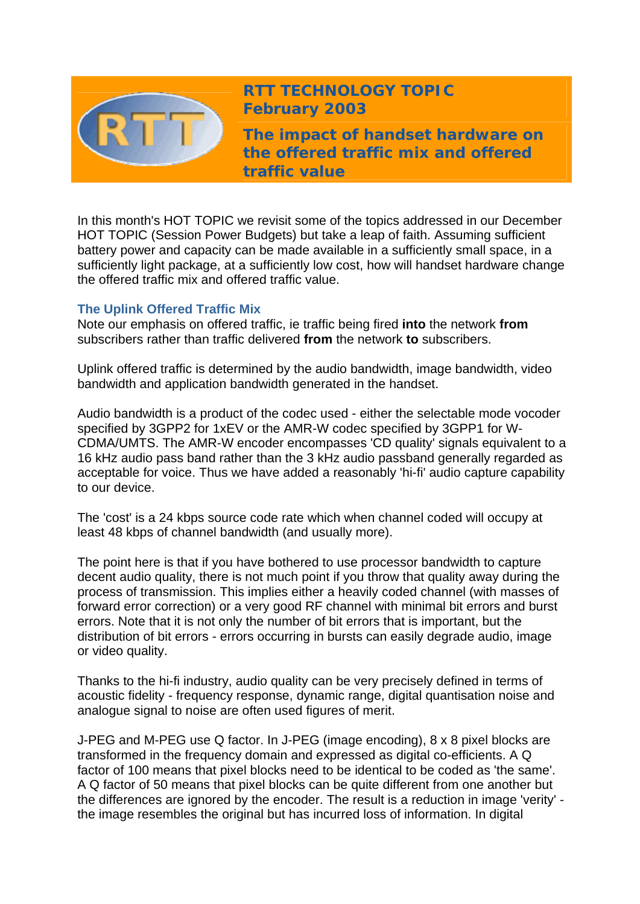# RTT TECHNOLOGY TOPIC
## February 2003

## The impact of handset hardware on the offered traffic mix and offered traffic value

In this month's HOT TOPIC we revisit some of the topics addressed in our December HOT TOPIC (Session Power Budgets) but take a leap of faith. Assuming sufficient battery power and capacity can be made available in a sufficiently small space, in a sufficiently light package, at a sufficiently low cost, how will handset hardware change the offered traffic mix and offered traffic value.

### The Uplink Offered Traffic Mix

Note our emphasis on offered traffic, ie traffic being fired **into** the network **from** subscribers rather than traffic delivered **from** the network **to** subscribers.

Uplink offered traffic is determined by the audio bandwidth, image bandwidth, video bandwidth and application bandwidth generated in the handset.

Audio bandwidth is a product of the codec used - either the selectable mode vocoder specified by 3GPP2 for 1xEV or the AMR-W codec specified by 3GPP1 for W-CDMA/UMTS. The AMR-W encoder encompasses 'CD quality' signals equivalent to a 16 kHz audio pass band rather than the 3 kHz audio passband generally regarded as acceptable for voice. Thus we have added a reasonably 'hi-fi' audio capture capability to our device.

The 'cost' is a 24 kbps source code rate which when channel coded will occupy at least 48 kbps of channel bandwidth (and usually more).

The point here is that if you have bothered to use processor bandwidth to capture decent audio quality, there is not much point if you throw that quality away during the process of transmission. This implies either a heavily coded channel (with masses of forward error correction) or a very good RF channel with minimal bit errors and burst errors. Note that it is not only the number of bit errors that is important, but the distribution of bit errors - errors occurring in bursts can easily degrade audio, image or video quality.

Thanks to the hi-fi industry, audio quality can be very precisely defined in terms of acoustic fidelity - frequency response, dynamic range, digital quantisation noise and analogue signal to noise are often used figures of merit.

J-PEG and M-PEG use Q factor. In J-PEG (image encoding), 8 x 8 pixel blocks are transformed in the frequency domain and expressed as digital co-efficients. A Q factor of 100 means that pixel blocks need to be identical to be coded as 'the same'. A Q factor of 50 means that pixel blocks can be quite different from one another but the differences are ignored by the encoder. The result is a reduction in image 'verity' - the image resembles the original but has incurred loss of information. In digital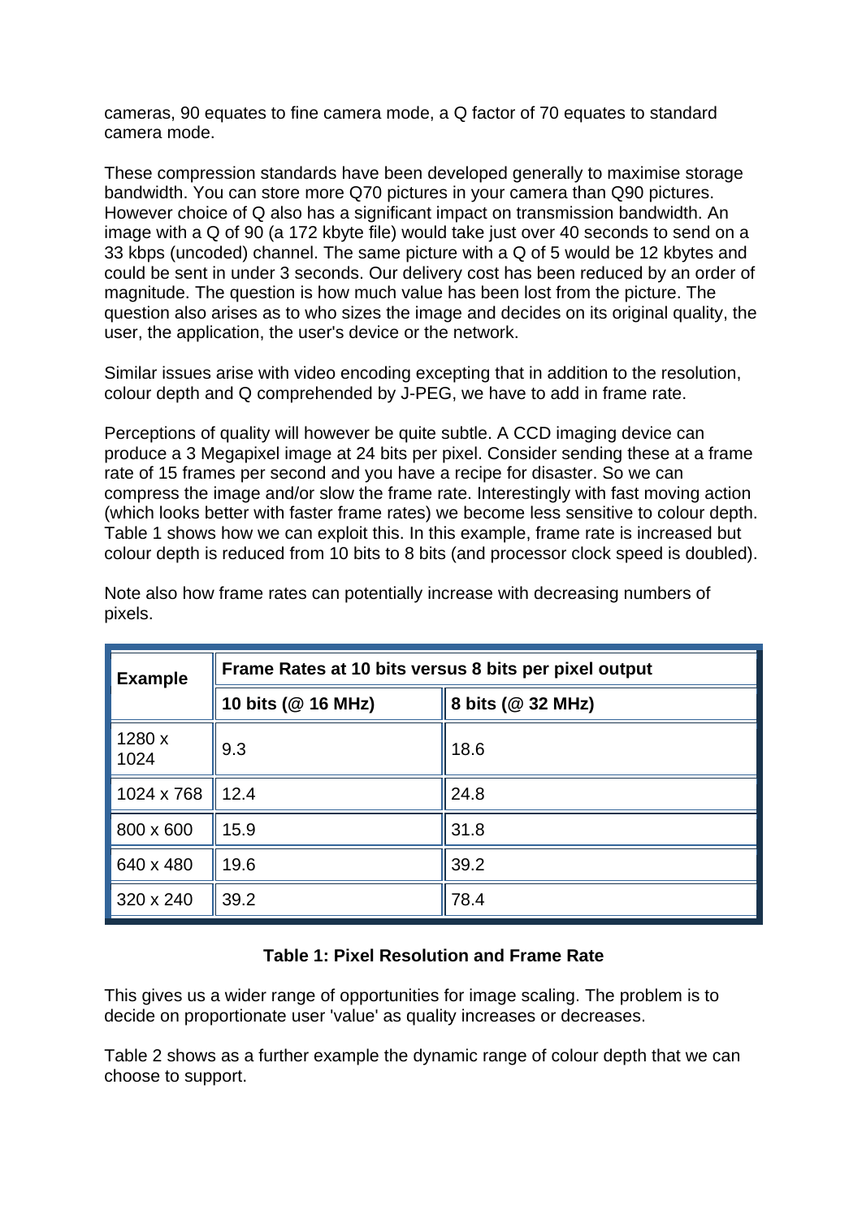cameras, 90 equates to fine camera mode, a Q factor of 70 equates to standard camera mode.

These compression standards have been developed generally to maximise storage bandwidth. You can store more Q70 pictures in your camera than Q90 pictures. However choice of Q also has a significant impact on transmission bandwidth. An image with a Q of 90 (a 172 kbyte file) would take just over 40 seconds to send on a 33 kbps (uncoded) channel. The same picture with a Q of 5 would be 12 kbytes and could be sent in under 3 seconds. Our delivery cost has been reduced by an order of magnitude. The question is how much value has been lost from the picture. The question also arises as to who sizes the image and decides on its original quality, the user, the application, the user's device or the network.

Similar issues arise with video encoding excepting that in addition to the resolution, colour depth and Q comprehended by J-PEG, we have to add in frame rate.

Perceptions of quality will however be quite subtle. A CCD imaging device can produce a 3 Megapixel image at 24 bits per pixel. Consider sending these at a frame rate of 15 frames per second and you have a recipe for disaster. So we can compress the image and/or slow the frame rate. Interestingly with fast moving action (which looks better with faster frame rates) we become less sensitive to colour depth. Table 1 shows how we can exploit this. In this example, frame rate is increased but colour depth is reduced from 10 bits to 8 bits (and processor clock speed is doubled).

Note also how frame rates can potentially increase with decreasing numbers of pixels.

| Example | Frame Rates at 10 bits versus 8 bits per pixel output | |
|---|---|---|
| | 10 bits (@ 16 MHz) | 8 bits (@ 32 MHz) |
| 1280 x 1024 | 9.3 | 18.6 |
| 1024 x 768 | 12.4 | 24.8 |
| 800 x 600 | 15.9 | 31.8 |
| 640 x 480 | 19.6 | 39.2 |
| 320 x 240 | 39.2 | 78.4 |

**Table 1: Pixel Resolution and Frame Rate**

This gives us a wider range of opportunities for image scaling. The problem is to decide on proportionate user 'value' as quality increases or decreases.

Table 2 shows as a further example the dynamic range of colour depth that we can choose to support.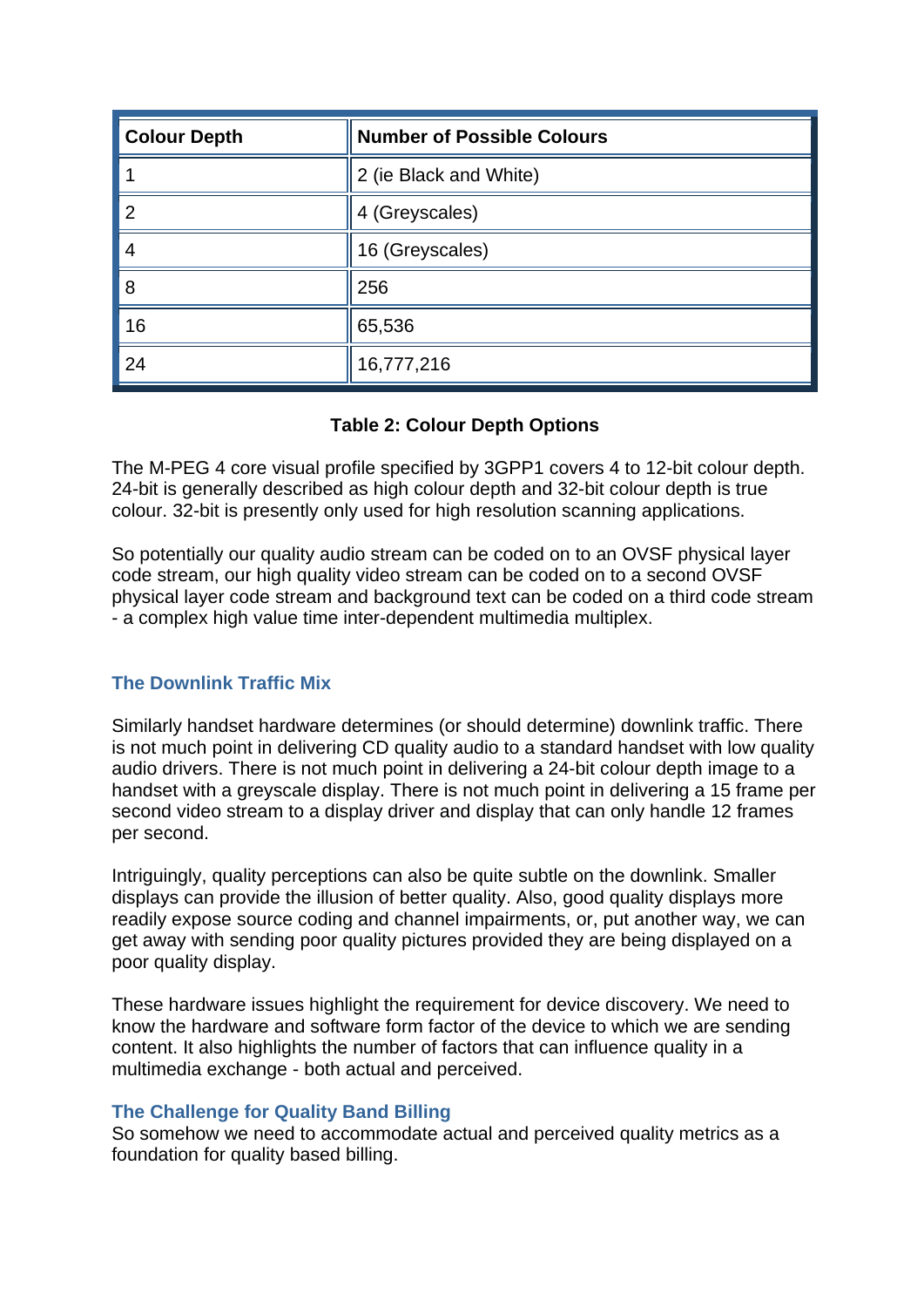| Colour Depth | Number of Possible Colours |
| --- | --- |
| 1 | 2 (ie Black and White) |
| 2 | 4 (Greyscales) |
| 4 | 16 (Greyscales) |
| 8 | 256 |
| 16 | 65,536 |
| 24 | 16,777,216 |

**Table 2: Colour Depth Options**

The M-PEG 4 core visual profile specified by 3GPP1 covers 4 to 12-bit colour depth. 24-bit is generally described as high colour depth and 32-bit colour depth is true colour. 32-bit is presently only used for high resolution scanning applications.

So potentially our quality audio stream can be coded on to an OVSF physical layer code stream, our high quality video stream can be coded on to a second OVSF physical layer code stream and background text can be coded on a third code stream - a complex high value time inter-dependent multimedia multiplex.

### The Downlink Traffic Mix

Similarly handset hardware determines (or should determine) downlink traffic. There is not much point in delivering CD quality audio to a standard handset with low quality audio drivers. There is not much point in delivering a 24-bit colour depth image to a handset with a greyscale display. There is not much point in delivering a 15 frame per second video stream to a display driver and display that can only handle 12 frames per second.

Intriguingly, quality perceptions can also be quite subtle on the downlink. Smaller displays can provide the illusion of better quality. Also, good quality displays more readily expose source coding and channel impairments, or, put another way, we can get away with sending poor quality pictures provided they are being displayed on a poor quality display.

These hardware issues highlight the requirement for device discovery. We need to know the hardware and software form factor of the device to which we are sending content. It also highlights the number of factors that can influence quality in a multimedia exchange - both actual and perceived.

### The Challenge for Quality Band Billing

So somehow we need to accommodate actual and perceived quality metrics as a foundation for quality based billing.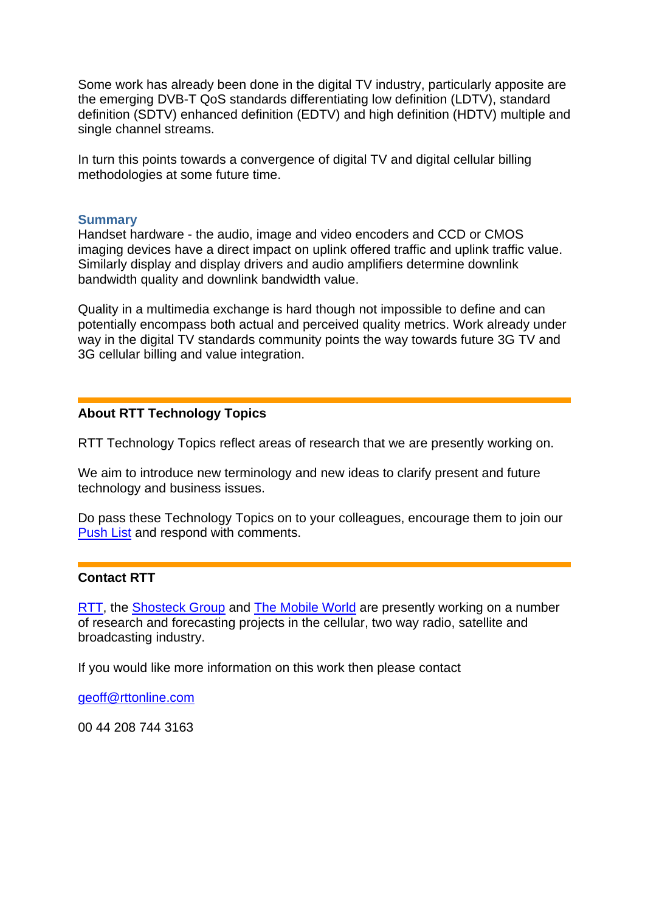Some work has already been done in the digital TV industry, particularly apposite are the emerging DVB-T QoS standards differentiating low definition (LDTV), standard definition (SDTV) enhanced definition (EDTV) and high definition (HDTV) multiple and single channel streams.

In turn this points towards a convergence of digital TV and digital cellular billing methodologies at some future time.

### Summary

Handset hardware - the audio, image and video encoders and CCD or CMOS imaging devices have a direct impact on uplink offered traffic and uplink traffic value. Similarly display and display drivers and audio amplifiers determine downlink bandwidth quality and downlink bandwidth value.

Quality in a multimedia exchange is hard though not impossible to define and can potentially encompass both actual and perceived quality metrics. Work already under way in the digital TV standards community points the way towards future 3G TV and 3G cellular billing and value integration.

---

**About RTT Technology Topics**

RTT Technology Topics reflect areas of research that we are presently working on.

We aim to introduce new terminology and new ideas to clarify present and future technology and business issues.

Do pass these Technology Topics on to your colleagues, encourage them to join our Push List and respond with comments.

---

**Contact RTT**

RTT, the Shosteck Group and The Mobile World are presently working on a number of research and forecasting projects in the cellular, two way radio, satellite and broadcasting industry.

If you would like more information on this work then please contact

geoff@rttonline.com

00 44 208 744 3163